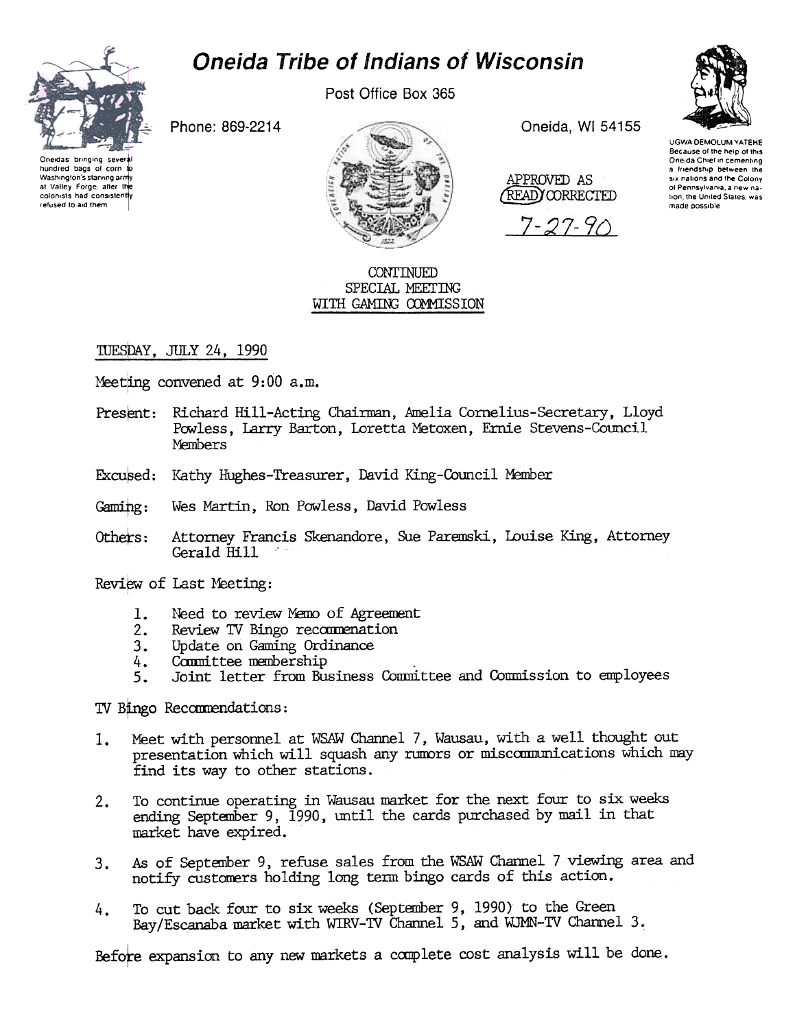# Oneida Tribe of Indians of Wisconsin

Post Office Box 365

Phone: 869-2214

Oneida, WI 54155

Oneidas bringing several hundred bags of corn to Washington's starving army at Valley Forge, after the colonists had consistently refused to aid them

UGWA DEMOLUM YATEHE
Because of the help of this Oneida Chief in cementing a friendship between the six nations and the Colony of Pennsylvania, a new nation, the United States, was made possible

APPROVED AS (READ) CORRECTED
7-27-90

CONTINUED
SPECIAL MEETING
WITH GAMING COMMISSION

TUESDAY, JULY 24, 1990

Meeting convened at 9:00 a.m.

Present: Richard Hill-Acting Chairman, Amelia Cornelius-Secretary, Lloyd Powless, Larry Barton, Loretta Metoxen, Ernie Stevens-Council Members

Excused: Kathy Hughes-Treasurer, David King-Council Member

Gaming: Wes Martin, Ron Powless, David Powless

Others: Attorney Francis Skenandore, Sue Paremski, Louise King, Attorney Gerald Hill

Review of Last Meeting:

1. Need to review Memo of Agreement
2. Review TV Bingo recommenation
3. Update on Gaming Ordinance
4. Committee membership
5. Joint letter from Business Committee and Commission to employees

TV Bingo Recommendations:

1. Meet with personnel at WSAW Channel 7, Wausau, with a well thought out presentation which will squash any rumors or miscommunications which may find its way to other stations.
2. To continue operating in Wausau market for the next four to six weeks ending September 9, 1990, until the cards purchased by mail in that market have expired.
3. As of September 9, refuse sales from the WSAW Channel 7 viewing area and notify customers holding long term bingo cards of this action.
4. To cut back four to six weeks (September 9, 1990) to the Green Bay/Escanaba market with WIRV-TV Channel 5, and WJMN-TV Channel 3.

Before expansion to any new markets a complete cost analysis will be done.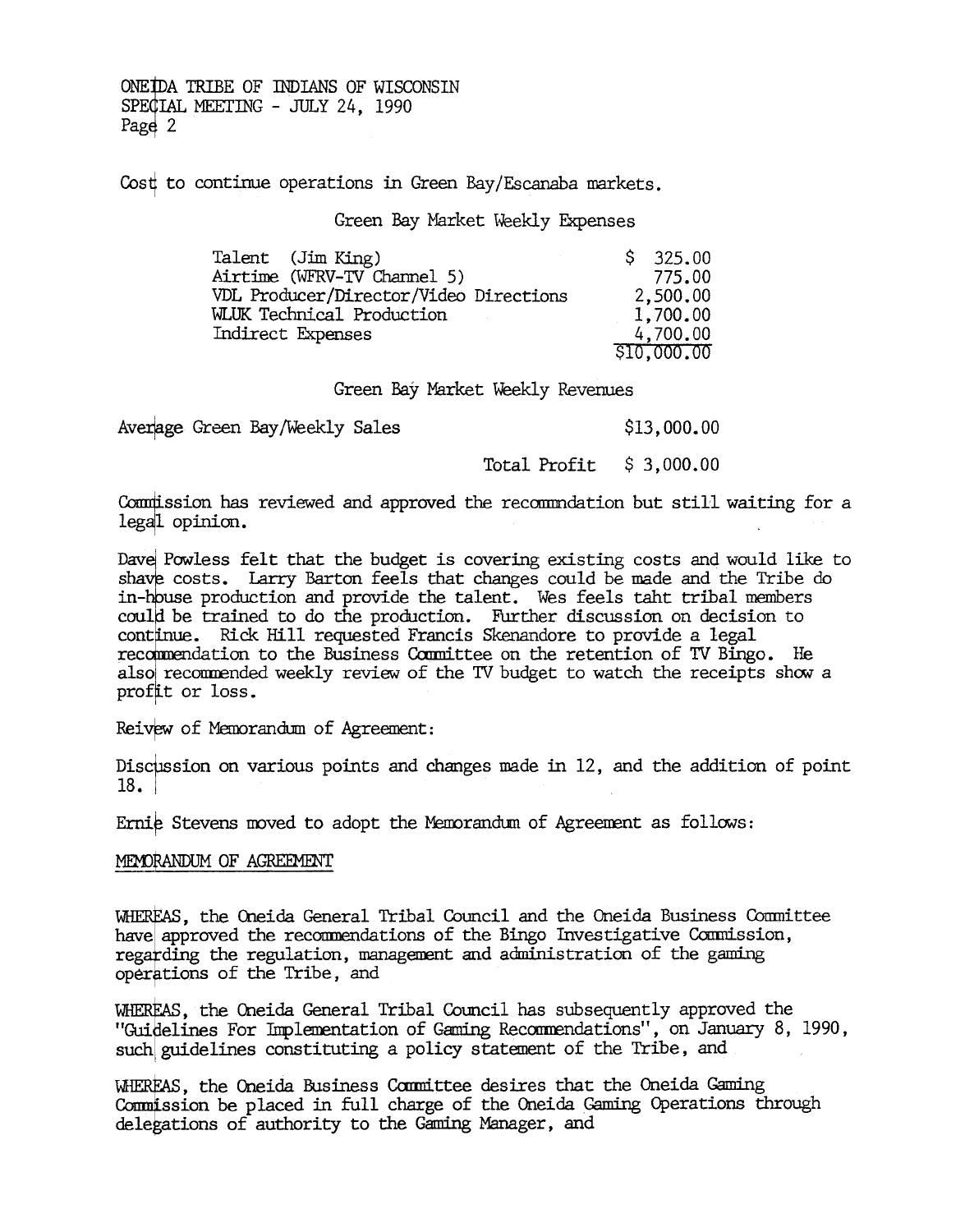Cost to continue operations in Green Bay/Escanaba markets.

Green Bay Market Weekly Expenses

| | |
|---|---|
| Talent (Jim King) | $ 325.00 |
| Airtime (WFRV-TV Channel 5) | 775.00 |
| VDL Producer/Director/Video Directions | 2,500.00 |
| WLUK Technical Production | 1,700.00 |
| Indirect Expenses | 4,700.00 |
| | $10,000.00 |

Green Bay Market Weekly Revenues

| | |
|---|---|
| Average Green Bay/Weekly Sales | $13,000.00 |
| Total Profit | $ 3,000.00 |

Commission has reviewed and approved the recommndation but still waiting for a legal opinion.

Dave Powless felt that the budget is covering existing costs and would like to shave costs. Larry Barton feels that changes could be made and the Tribe do in-house production and provide the talent. Wes feels taht tribal members could be trained to do the production. Further discussion on decision to continue. Rick Hill requested Francis Skenandore to provide a legal recommendation to the Business Committee on the retention of TV Bingo. He also recommended weekly review of the TV budget to watch the receipts show a profit or loss.

Reivew of Memorandum of Agreement:

Discussion on various points and changes made in 12, and the addition of point 18.

Ernie Stevens moved to adopt the Memorandum of Agreement as follows:

MEMORANDUM OF AGREEMENT

WHEREAS, the Oneida General Tribal Council and the Oneida Business Committee have approved the recommendations of the Bingo Investigative Commission, regarding the regulation, management and administration of the gaming operations of the Tribe, and

WHEREAS, the Oneida General Tribal Council has subsequently approved the "Guidelines For Implementation of Gaming Recommendations", on January 8, 1990, such guidelines constituting a policy statement of the Tribe, and

WHEREAS, the Oneida Business Committee desires that the Oneida Gaming Commission be placed in full charge of the Oneida Gaming Operations through delegations of authority to the Gaming Manager, and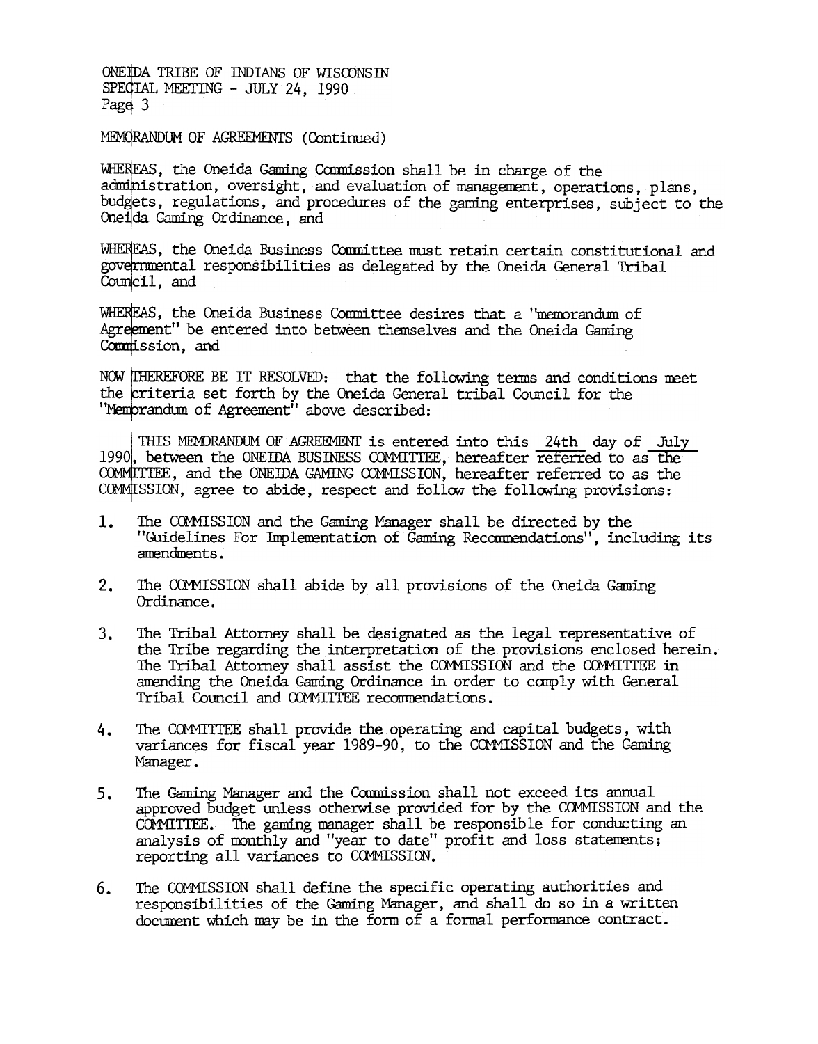MEMORANDUM OF AGREEMENTS (Continued)

WHEREAS, the Oneida Gaming Commission shall be in charge of the administration, oversight, and evaluation of management, operations, plans, budgets, regulations, and procedures of the gaming enterprises, subject to the Oneida Gaming Ordinance, and

WHEREAS, the Oneida Business Committee must retain certain constitutional and governmental responsibilities as delegated by the Oneida General Tribal Council, and

WHEREAS, the Oneida Business Committee desires that a "memorandum of Agreement" be entered into between themselves and the Oneida Gaming Commission, and

NOW THEREFORE BE IT RESOLVED: that the following terms and conditions meet the criteria set forth by the Oneida General tribal Council for the "Memorandum of Agreement" above described:

THIS MEMORANDUM OF AGREEMENT is entered into this 24th day of July 1990, between the ONEIDA BUSINESS COMMITTEE, hereafter referred to as the COMMITTEE, and the ONEIDA GAMING COMMISSION, hereafter referred to as the COMMISSION, agree to abide, respect and follow the following provisions:

1. The COMMISSION and the Gaming Manager shall be directed by the "Guidelines For Implementation of Gaming Recommendations", including its amendments.

2. The COMMISSION shall abide by all provisions of the Oneida Gaming Ordinance.

3. The Tribal Attorney shall be designated as the legal representative of the Tribe regarding the interpretation of the provisions enclosed herein. The Tribal Attorney shall assist the COMMISSION and the COMMITTEE in amending the Oneida Gaming Ordinance in order to comply with General Tribal Council and COMMITTEE recommendations.

4. The COMMITTEE shall provide the operating and capital budgets, with variances for fiscal year 1989-90, to the COMMISSION and the Gaming Manager.

5. The Gaming Manager and the Commission shall not exceed its annual approved budget unless otherwise provided for by the COMMISSION and the COMMITTEE. The gaming manager shall be responsible for conducting an analysis of monthly and "year to date" profit and loss statements; reporting all variances to COMMISSION.

6. The COMMISSION shall define the specific operating authorities and responsibilities of the Gaming Manager, and shall do so in a written document which may be in the form of a formal performance contract.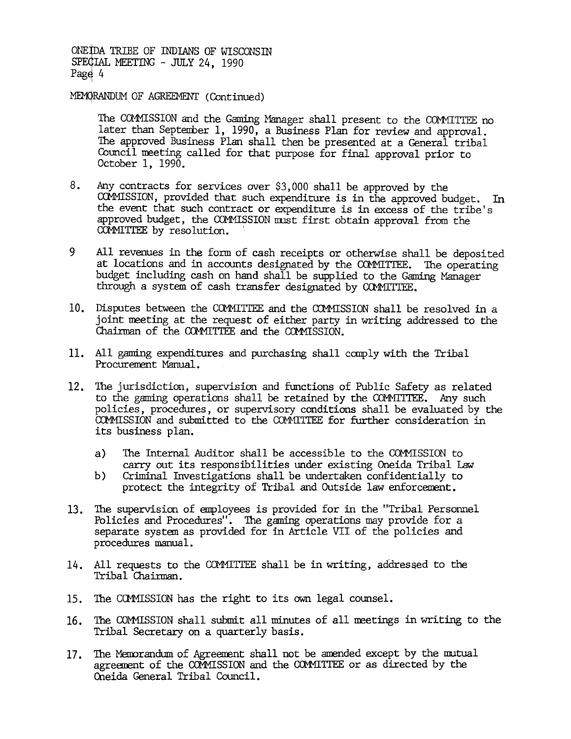MEMORANDUM OF AGREEMENT (Continued)

The COMMISSION and the Gaming Manager shall present to the COMMITTEE no later than September 1, 1990, a Business Plan for review and approval. The approved Business Plan shall then be presented at a General tribal Council meeting called for that purpose for final approval prior to October 1, 1990.

8. Any contracts for services over $3,000 shall be approved by the COMMISSION, provided that such expenditure is in the approved budget. In the event that such contract or expenditure is in excess of the tribe's approved budget, the COMMISSION must first obtain approval from the COMMITTEE by resolution.

9 All revenues in the form of cash receipts or otherwise shall be deposited at locations and in accounts designated by the COMMITTEE. The operating budget including cash on hand shall be supplied to the Gaming Manager through a system of cash transfer designated by COMMITTEE.

10. Disputes between the COMMITTEE and the COMMISSION shall be resolved in a joint meeting at the request of either party in writing addressed to the Chairman of the COMMITTEE and the COMMISSION.

11. All gaming expenditures and purchasing shall comply with the Tribal Procurement Manual.

12. The jurisdiction, supervision and functions of Public Safety as related to the gaming operations shall be retained by the COMMITTEE. Any such policies, procedures, or supervisory conditions shall be evaluated by the COMMISSION and submitted to the COMMITTEE for further consideration in its business plan.

    a) The Internal Auditor shall be accessible to the COMMISSION to carry out its responsibilities under existing Oneida Tribal Law
    b) Criminal Investigations shall be undertaken confidentially to protect the integrity of Tribal and Outside law enforcement.

13. The supervision of employees is provided for in the "Tribal Personnel Policies and Procedures". The gaming operations may provide for a separate system as provided for in Article VII of the policies and procedures manual.

14. All requests to the COMMITTEE shall be in writing, addressed to the Tribal Chairman.

15. The COMMISSION has the right to its own legal counsel.

16. The COMMISSION shall submit all minutes of all meetings in writing to the Tribal Secretary on a quarterly basis.

17. The Memorandum of Agreement shall not be amended except by the mutual agreement of the COMMISSION and the COMMITTEE or as directed by the Oneida General Tribal Council.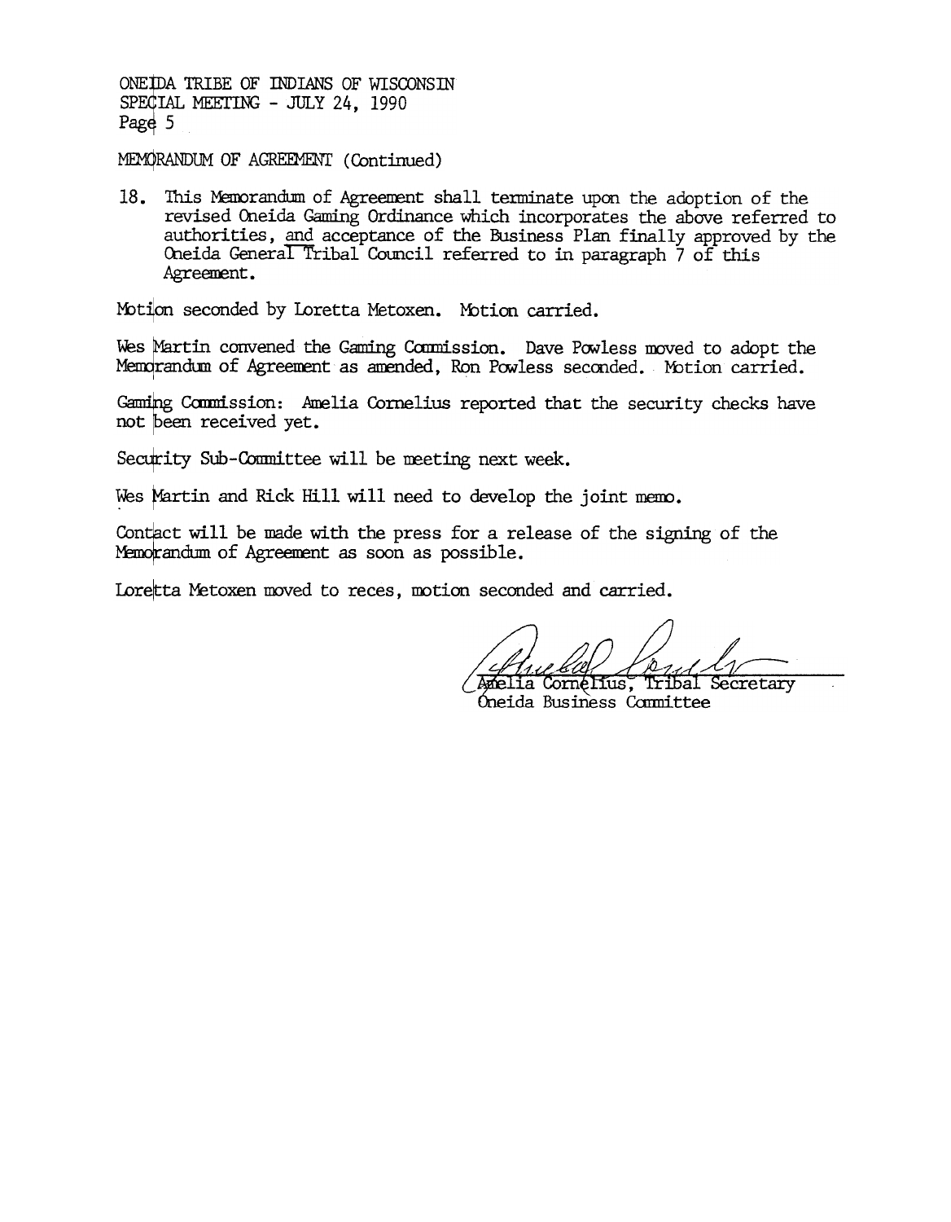MEMORANDUM OF AGREEMENT (Continued)

18. This Memorandum of Agreement shall terminate upon the adoption of the revised Oneida Gaming Ordinance which incorporates the above referred to authorities, and acceptance of the Business Plan finally approved by the Oneida General Tribal Council referred to in paragraph 7 of this Agreement.

Motion seconded by Loretta Metoxen. Motion carried.

Wes Martin convened the Gaming Commission. Dave Powless moved to adopt the Memorandum of Agreement as amended, Ron Powless seconded. Motion carried.

Gaming Commission: Amelia Cornelius reported that the security checks have not been received yet.

Security Sub-Committee will be meeting next week.

Wes Martin and Rick Hill will need to develop the joint memo.

Contact will be made with the press for a release of the signing of the Memorandum of Agreement as soon as possible.

Loretta Metoxen moved to reces, motion seconded and carried.

Amelia Cornelius, Tribal Secretary
Oneida Business Committee